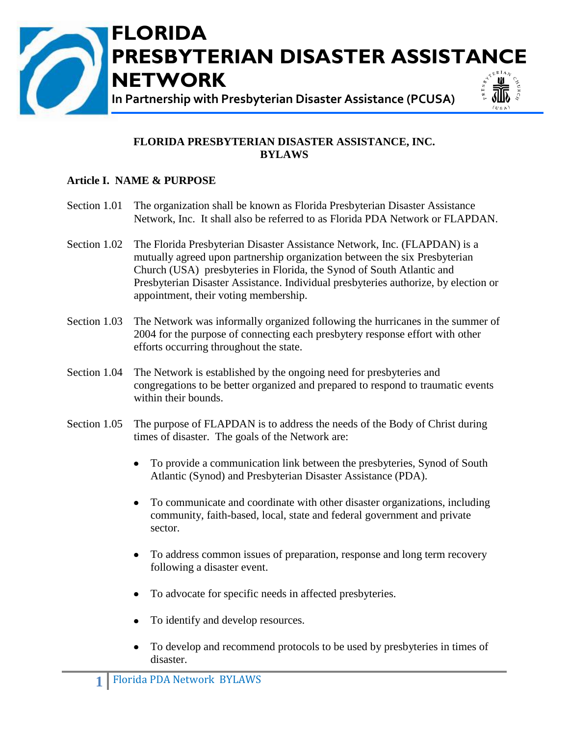# FLORIDA PRESBYTERIAN DISASTER ASSISTANCE NETWORK

**In Partnership with Presbyterian Disaster Assistance (PCUSA)**

## FLORIDA PRESBYTERIAN DISASTER ASSISTANCE, INC. BYLAWS

### Article I. NAME & PURPOSE

Section 1.01 The organization shall be known as Florida Presbyterian Disaster Assistance Network, Inc. It shall also be referred to as Florida PDA Network or FLAPDAN.

Section 1.02 The Florida Presbyterian Disaster Assistance Network, Inc. (FLAPDAN) is a mutually agreed upon partnership organization between the six Presbyterian Church (USA) presbyteries in Florida, the Synod of South Atlantic and Presbyterian Disaster Assistance. Individual presbyteries authorize, by election or appointment, their voting membership.

Section 1.03 The Network was informally organized following the hurricanes in the summer of 2004 for the purpose of connecting each presbytery response effort with other efforts occurring throughout the state.

Section 1.04 The Network is established by the ongoing need for presbyteries and congregations to be better organized and prepared to respond to traumatic events within their bounds.

Section 1.05 The purpose of FLAPDAN is to address the needs of the Body of Christ during times of disaster. The goals of the Network are:

- To provide a communication link between the presbyteries, Synod of South Atlantic (Synod) and Presbyterian Disaster Assistance (PDA).
- To communicate and coordinate with other disaster organizations, including community, faith-based, local, state and federal government and private sector.
- To address common issues of preparation, response and long term recovery following a disaster event.
- To advocate for specific needs in affected presbyteries.
- To identify and develop resources.
- To develop and recommend protocols to be used by presbyteries in times of disaster.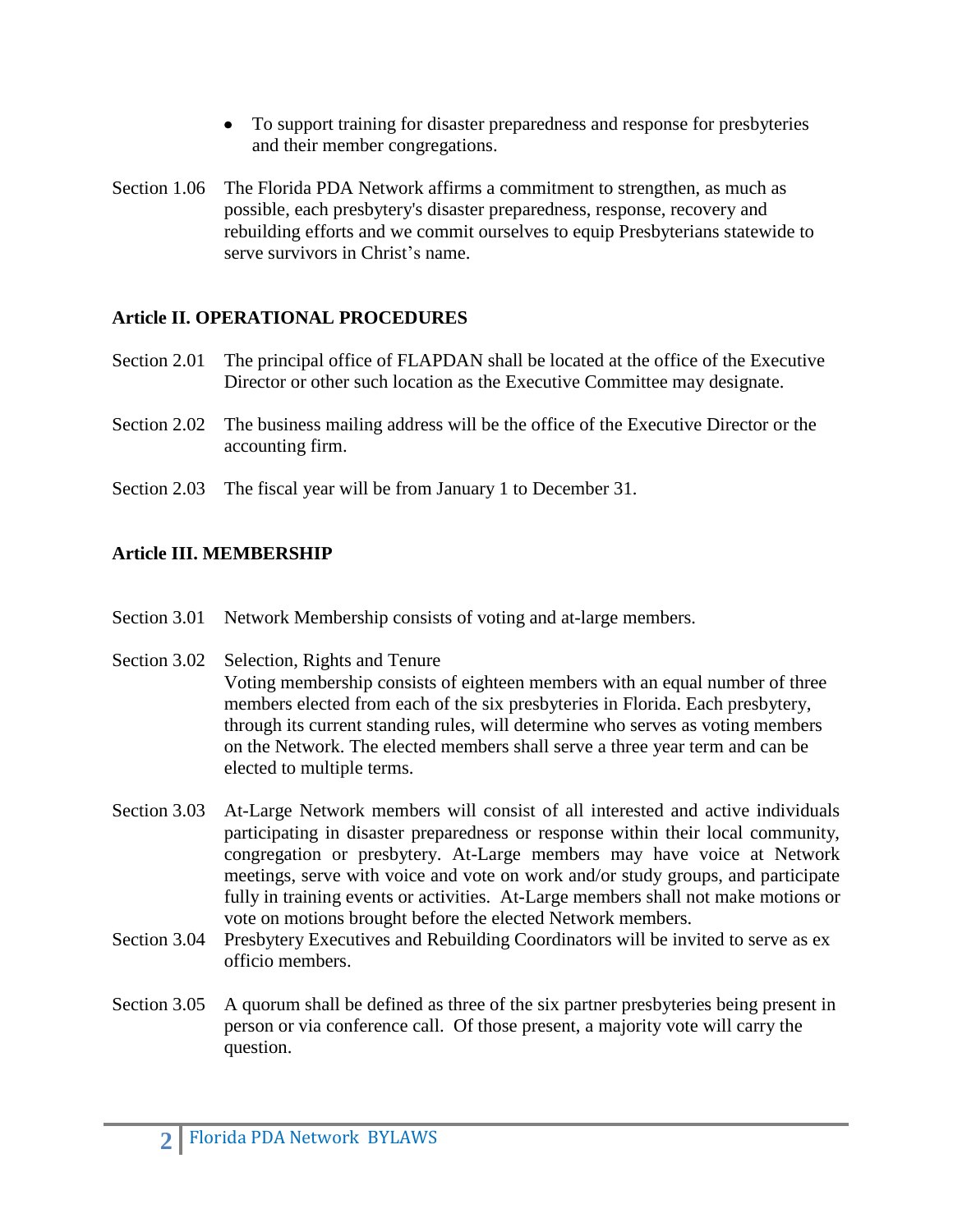- To support training for disaster preparedness and response for presbyteries and their member congregations.

Section 1.06 The Florida PDA Network affirms a commitment to strengthen, as much as possible, each presbytery's disaster preparedness, response, recovery and rebuilding efforts and we commit ourselves to equip Presbyterians statewide to serve survivors in Christ's name.

**Article II. OPERATIONAL PROCEDURES**

Section 2.01 The principal office of FLAPDAN shall be located at the office of the Executive Director or other such location as the Executive Committee may designate.

Section 2.02 The business mailing address will be the office of the Executive Director or the accounting firm.

Section 2.03 The fiscal year will be from January 1 to December 31.

**Article III. MEMBERSHIP**

Section 3.01 Network Membership consists of voting and at-large members.

Section 3.02 Selection, Rights and Tenure
Voting membership consists of eighteen members with an equal number of three members elected from each of the six presbyteries in Florida. Each presbytery, through its current standing rules, will determine who serves as voting members on the Network. The elected members shall serve a three year term and can be elected to multiple terms.

Section 3.03 At-Large Network members will consist of all interested and active individuals participating in disaster preparedness or response within their local community, congregation or presbytery. At-Large members may have voice at Network meetings, serve with voice and vote on work and/or study groups, and participate fully in training events or activities. At-Large members shall not make motions or vote on motions brought before the elected Network members.

Section 3.04 Presbytery Executives and Rebuilding Coordinators will be invited to serve as ex officio members.

Section 3.05 A quorum shall be defined as three of the six partner presbyteries being present in person or via conference call. Of those present, a majority vote will carry the question.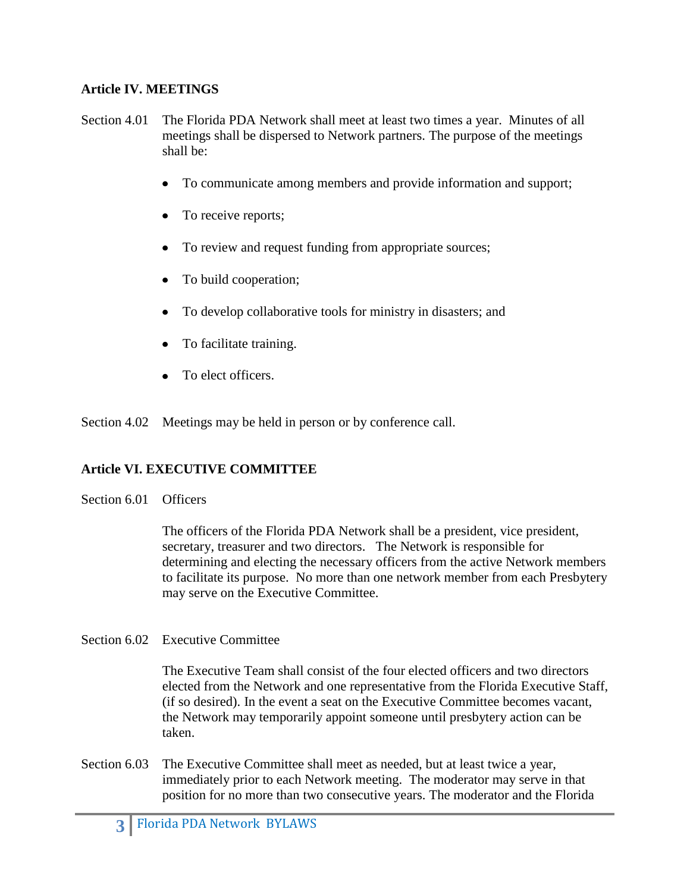## Article IV. MEETINGS

Section 4.01 The Florida PDA Network shall meet at least two times a year. Minutes of all meetings shall be dispersed to Network partners. The purpose of the meetings shall be:

- To communicate among members and provide information and support;
- To receive reports;
- To review and request funding from appropriate sources;
- To build cooperation;
- To develop collaborative tools for ministry in disasters; and
- To facilitate training.
- To elect officers.

Section 4.02 Meetings may be held in person or by conference call.

## Article VI. EXECUTIVE COMMITTEE

Section 6.01 Officers

The officers of the Florida PDA Network shall be a president, vice president, secretary, treasurer and two directors. The Network is responsible for determining and electing the necessary officers from the active Network members to facilitate its purpose. No more than one network member from each Presbytery may serve on the Executive Committee.

Section 6.02 Executive Committee

The Executive Team shall consist of the four elected officers and two directors elected from the Network and one representative from the Florida Executive Staff, (if so desired). In the event a seat on the Executive Committee becomes vacant, the Network may temporarily appoint someone until presbytery action can be taken.

Section 6.03 The Executive Committee shall meet as needed, but at least twice a year, immediately prior to each Network meeting. The moderator may serve in that position for no more than two consecutive years. The moderator and the Florida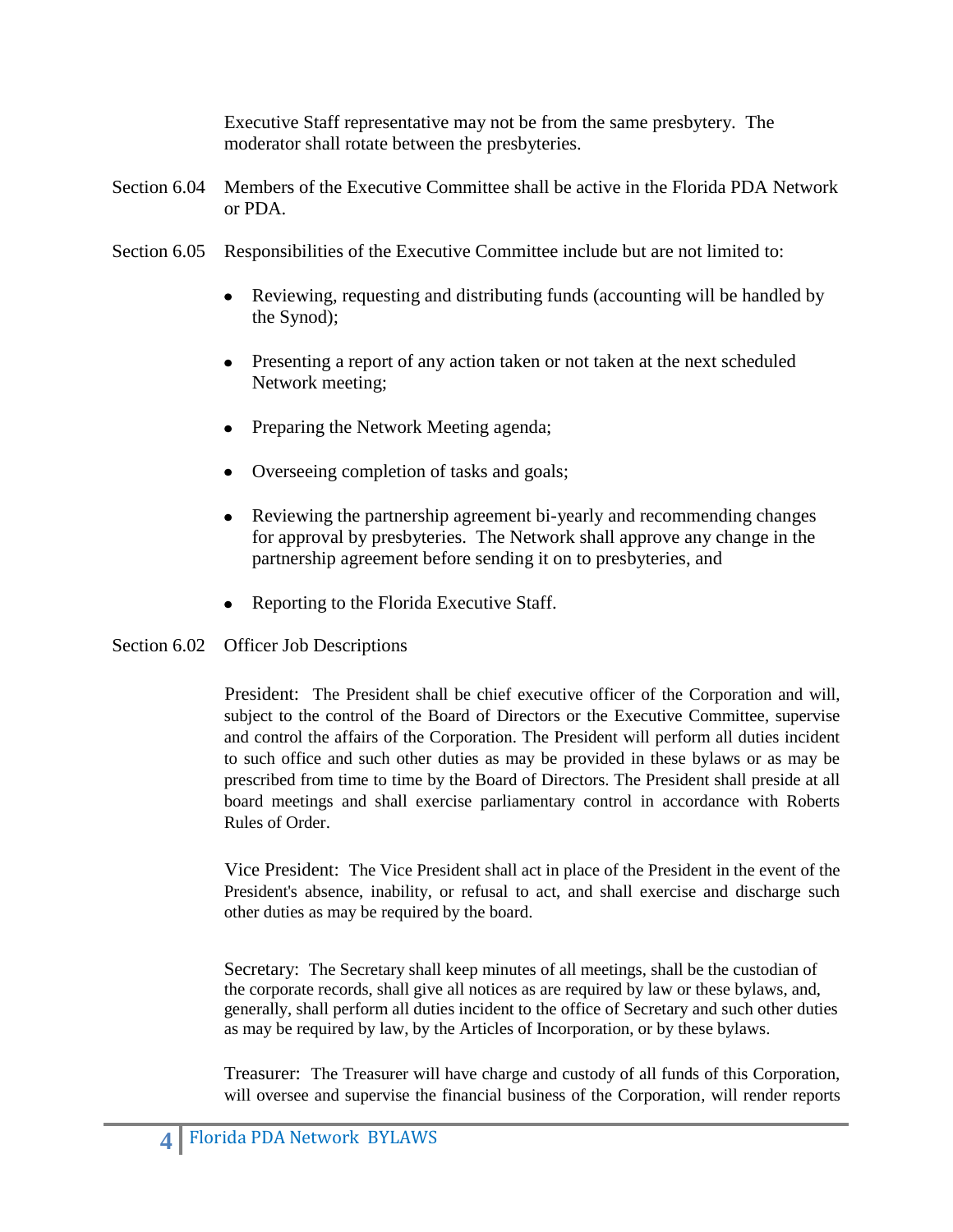Executive Staff representative may not be from the same presbytery. The moderator shall rotate between the presbyteries.

Section 6.04 Members of the Executive Committee shall be active in the Florida PDA Network or PDA.

Section 6.05 Responsibilities of the Executive Committee include but are not limited to:

- Reviewing, requesting and distributing funds (accounting will be handled by the Synod);
- Presenting a report of any action taken or not taken at the next scheduled Network meeting;
- Preparing the Network Meeting agenda;
- Overseeing completion of tasks and goals;
- Reviewing the partnership agreement bi-yearly and recommending changes for approval by presbyteries. The Network shall approve any change in the partnership agreement before sending it on to presbyteries, and
- Reporting to the Florida Executive Staff.

Section 6.02 Officer Job Descriptions

President: The President shall be chief executive officer of the Corporation and will, subject to the control of the Board of Directors or the Executive Committee, supervise and control the affairs of the Corporation. The President will perform all duties incident to such office and such other duties as may be provided in these bylaws or as may be prescribed from time to time by the Board of Directors. The President shall preside at all board meetings and shall exercise parliamentary control in accordance with Roberts Rules of Order.

Vice President: The Vice President shall act in place of the President in the event of the President's absence, inability, or refusal to act, and shall exercise and discharge such other duties as may be required by the board.

Secretary: The Secretary shall keep minutes of all meetings, shall be the custodian of the corporate records, shall give all notices as are required by law or these bylaws, and, generally, shall perform all duties incident to the office of Secretary and such other duties as may be required by law, by the Articles of Incorporation, or by these bylaws.

Treasurer: The Treasurer will have charge and custody of all funds of this Corporation, will oversee and supervise the financial business of the Corporation, will render reports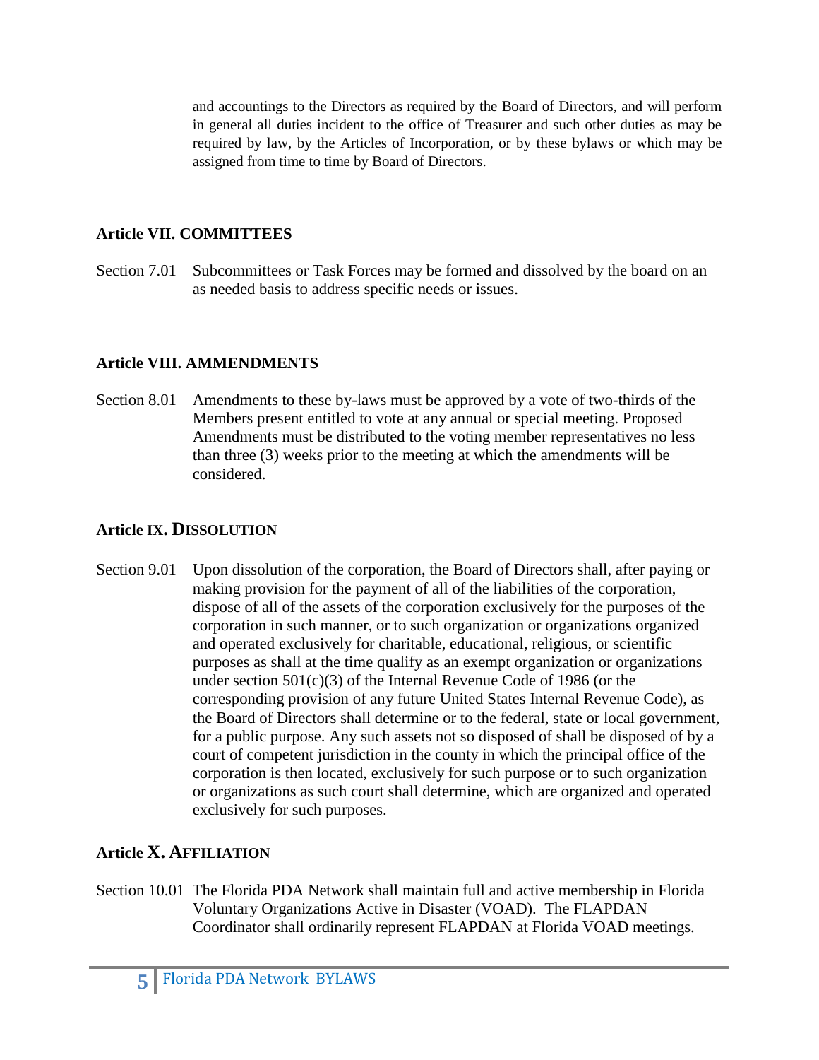and accountings to the Directors as required by the Board of Directors, and will perform in general all duties incident to the office of Treasurer and such other duties as may be required by law, by the Articles of Incorporation, or by these bylaws or which may be assigned from time to time by Board of Directors.

### Article VII. COMMITTEES

Section 7.01 Subcommittees or Task Forces may be formed and dissolved by the board on an as needed basis to address specific needs or issues.

### Article VIII. AMMENDMENTS

Section 8.01 Amendments to these by-laws must be approved by a vote of two-thirds of the Members present entitled to vote at any annual or special meeting. Proposed Amendments must be distributed to the voting member representatives no less than three (3) weeks prior to the meeting at which the amendments will be considered.

### Article IX. DISSOLUTION

Section 9.01 Upon dissolution of the corporation, the Board of Directors shall, after paying or making provision for the payment of all of the liabilities of the corporation, dispose of all of the assets of the corporation exclusively for the purposes of the corporation in such manner, or to such organization or organizations organized and operated exclusively for charitable, educational, religious, or scientific purposes as shall at the time qualify as an exempt organization or organizations under section 501(c)(3) of the Internal Revenue Code of 1986 (or the corresponding provision of any future United States Internal Revenue Code), as the Board of Directors shall determine or to the federal, state or local government, for a public purpose. Any such assets not so disposed of shall be disposed of by a court of competent jurisdiction in the county in which the principal office of the corporation is then located, exclusively for such purpose or to such organization or organizations as such court shall determine, which are organized and operated exclusively for such purposes.

### Article X. AFFILIATION

Section 10.01 The Florida PDA Network shall maintain full and active membership in Florida Voluntary Organizations Active in Disaster (VOAD). The FLAPDAN Coordinator shall ordinarily represent FLAPDAN at Florida VOAD meetings.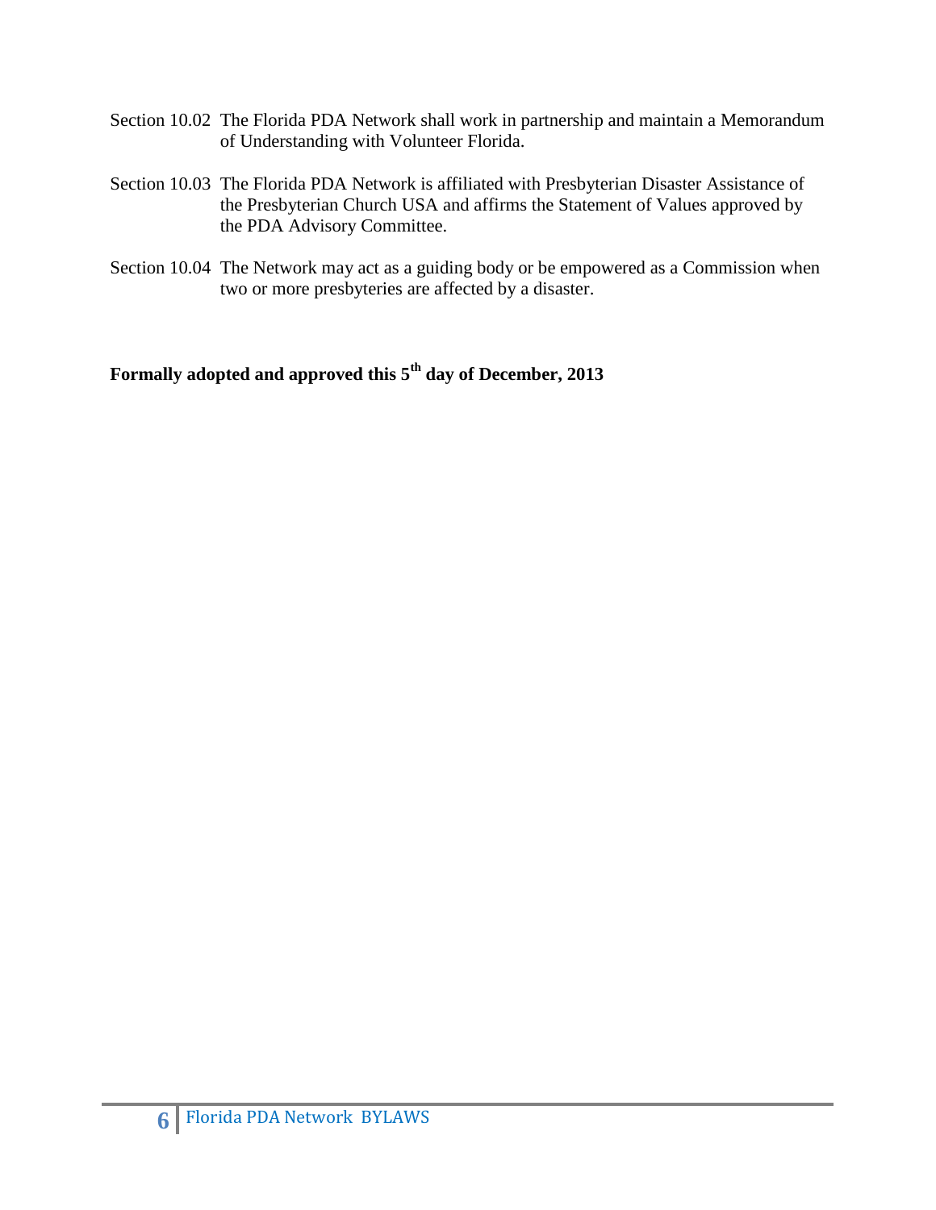Section 10.02 The Florida PDA Network shall work in partnership and maintain a Memorandum of Understanding with Volunteer Florida.

Section 10.03 The Florida PDA Network is affiliated with Presbyterian Disaster Assistance of the Presbyterian Church USA and affirms the Statement of Values approved by the PDA Advisory Committee.

Section 10.04 The Network may act as a guiding body or be empowered as a Commission when two or more presbyteries are affected by a disaster.

**Formally adopted and approved this 5th day of December, 2013**